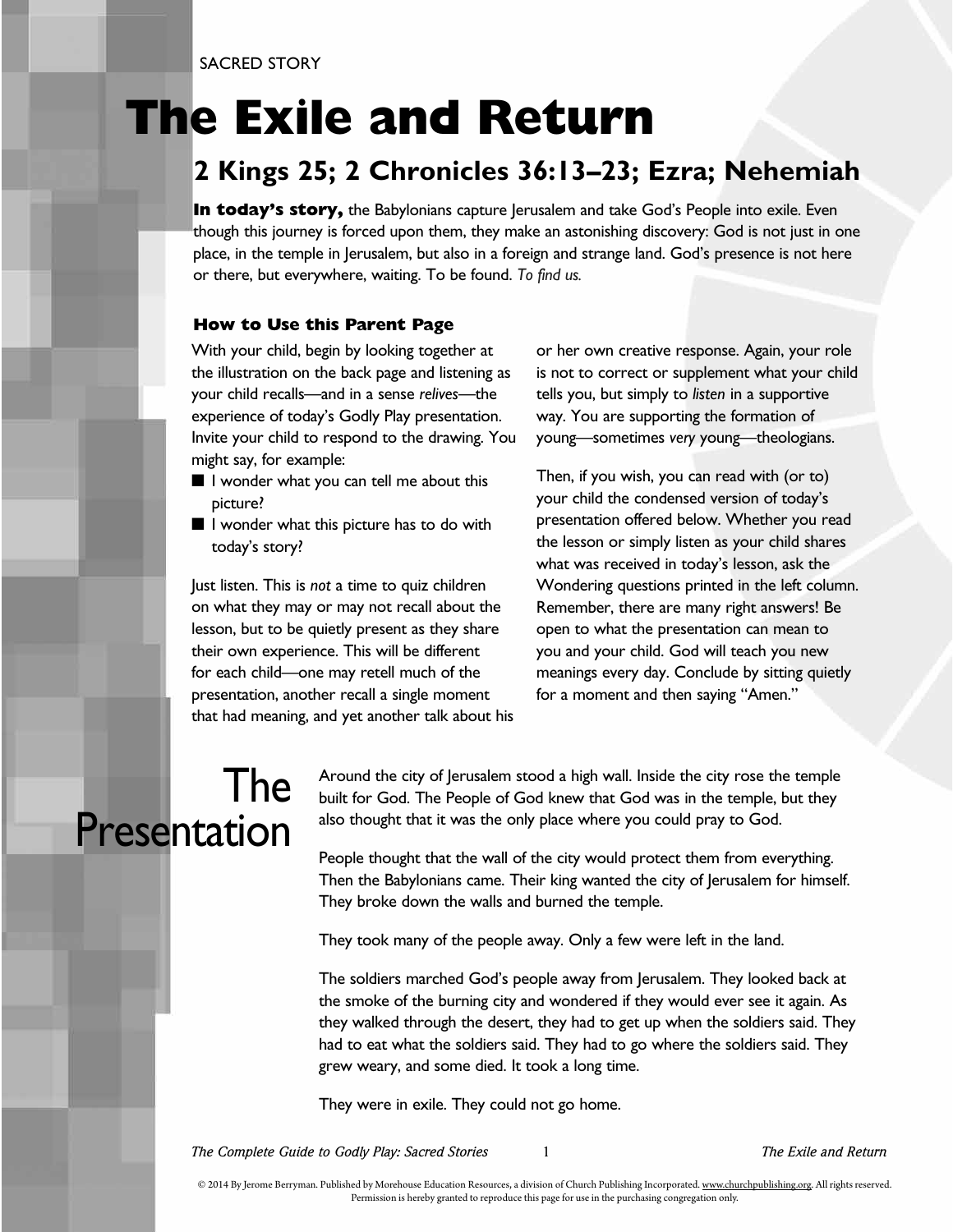SACRED STORY

# The Exile and Return

## 2 Kings 25; 2 Chronicles 36:13–23; Ezra; Nehemiah

**In today's story,** the Babylonians capture Jerusalem and take God's People into exile. Even though this journey is forced upon them, they make an astonishing discovery: God is not just in one place, in the temple in Jerusalem, but also in a foreign and strange land. God's presence is not here or there, but everywhere, waiting. To be found. *To find us.*

### How to Use this Parent Page

With your child, begin by looking together at the illustration on the back page and listening as your child recalls—and in a sense *relives*—the experience of today's Godly Play presentation. Invite your child to respond to the drawing. You might say, for example:

- I wonder what you can tell me about this picture?
- I wonder what this picture has to do with today's story?

Just listen. This is *not* a time to quiz children on what they may or may not recall about the lesson, but to be quietly present as they share their own experience. This will be different for each child—one may retell much of the presentation, another recall a single moment that had meaning, and yet another talk about his or her own creative response. Again, your role is not to correct or supplement what your child tells you, but simply to *listen* in a supportive way. You are supporting the formation of young—sometimes *very* young—theologians.

Then, if you wish, you can read with (or to) your child the condensed version of today's presentation offered below. Whether you read the lesson or simply listen as your child shares what was received in today's lesson, ask the Wondering questions printed in the left column. Remember, there are many right answers! Be open to what the presentation can mean to you and your child. God will teach you new meanings every day. Conclude by sitting quietly for a moment and then saying "Amen."

## The Presentation

Around the city of Jerusalem stood a high wall. Inside the city rose the temple built for God. The People of God knew that God was in the temple, but they also thought that it was the only place where you could pray to God.

People thought that the wall of the city would protect them from everything. Then the Babylonians came. Their king wanted the city of Jerusalem for himself. They broke down the walls and burned the temple.

They took many of the people away. Only a few were left in the land.

The soldiers marched God's people away from Jerusalem. They looked back at the smoke of the burning city and wondered if they would ever see it again. As they walked through the desert, they had to get up when the soldiers said. They had to eat what the soldiers said. They had to go where the soldiers said. They grew weary, and some died. It took a long time.

They were in exile. They could not go home.

© 2014 By Jerome Berryman. Published by Morehouse Education Resources, a division of Church Publishing Incorporated. www.churchpublishing.org. All rights reserved. Permission is hereby granted to reproduce this page for use in the purchasing congregation only.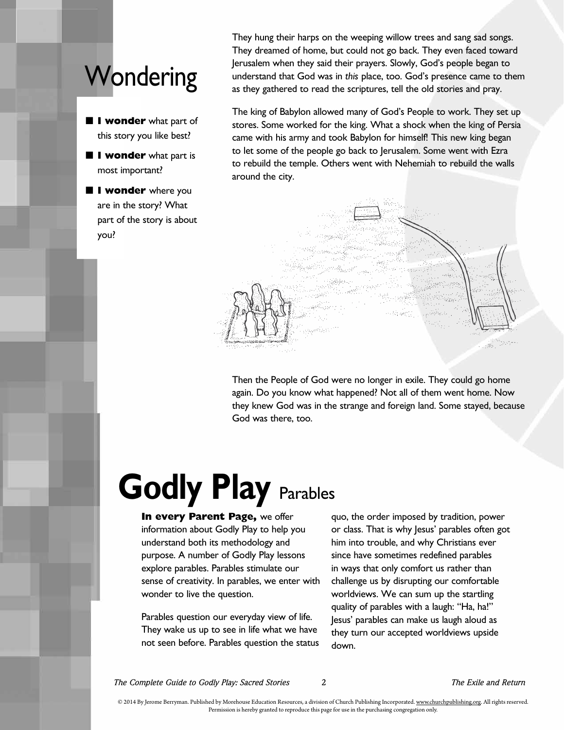# Wondering

- **I wonder** what part of this story you like best?
- **I wonder** what part is most important?
- **I wonder** where you are in the story? What part of the story is about you?

They hung their harps on the weeping willow trees and sang sad songs. They dreamed of home, but could not go back. They even faced toward Jerusalem when they said their prayers. Slowly, God's people began to understand that God was in *this* place, too. God's presence came to them as they gathered to read the scriptures, tell the old stories and pray.

The king of Babylon allowed many of God's People to work. They set up stores. Some worked for the king. What a shock when the king of Persia came with his army and took Babylon for himself! This new king began to let some of the people go back to Jerusalem. Some went with Ezra to rebuild the temple. Others went with Nehemiah to rebuild the walls around the city.

Then the People of God were no longer in exile. They could go home again. Do you know what happened? Not all of them went home. Now they knew God was in the strange and foreign land. Some stayed, because God was there, too.

# Godly Play Parables

**In every Parent Page,** we offer information about Godly Play to help you understand both its methodology and purpose. A number of Godly Play lessons explore parables. Parables stimulate our sense of creativity. In parables, we enter with wonder to live the question.

Parables question our everyday view of life. They wake us up to see in life what we have not seen before. Parables question the status quo, the order imposed by tradition, power or class. That is why Jesus' parables often got him into trouble, and why Christians ever since have sometimes redefined parables in ways that only comfort us rather than challenge us by disrupting our comfortable worldviews. We can sum up the startling quality of parables with a laugh: "Ha, ha!" Jesus' parables can make us laugh aloud as they turn our accepted worldviews upside down.

© 2014 By Jerome Berryman. Published by Morehouse Education Resources, a division of Church Publishing Incorporated. www.churchpublishing.org. All rights reserved. Permission is hereby granted to reproduce this page for use in the purchasing congregation only.